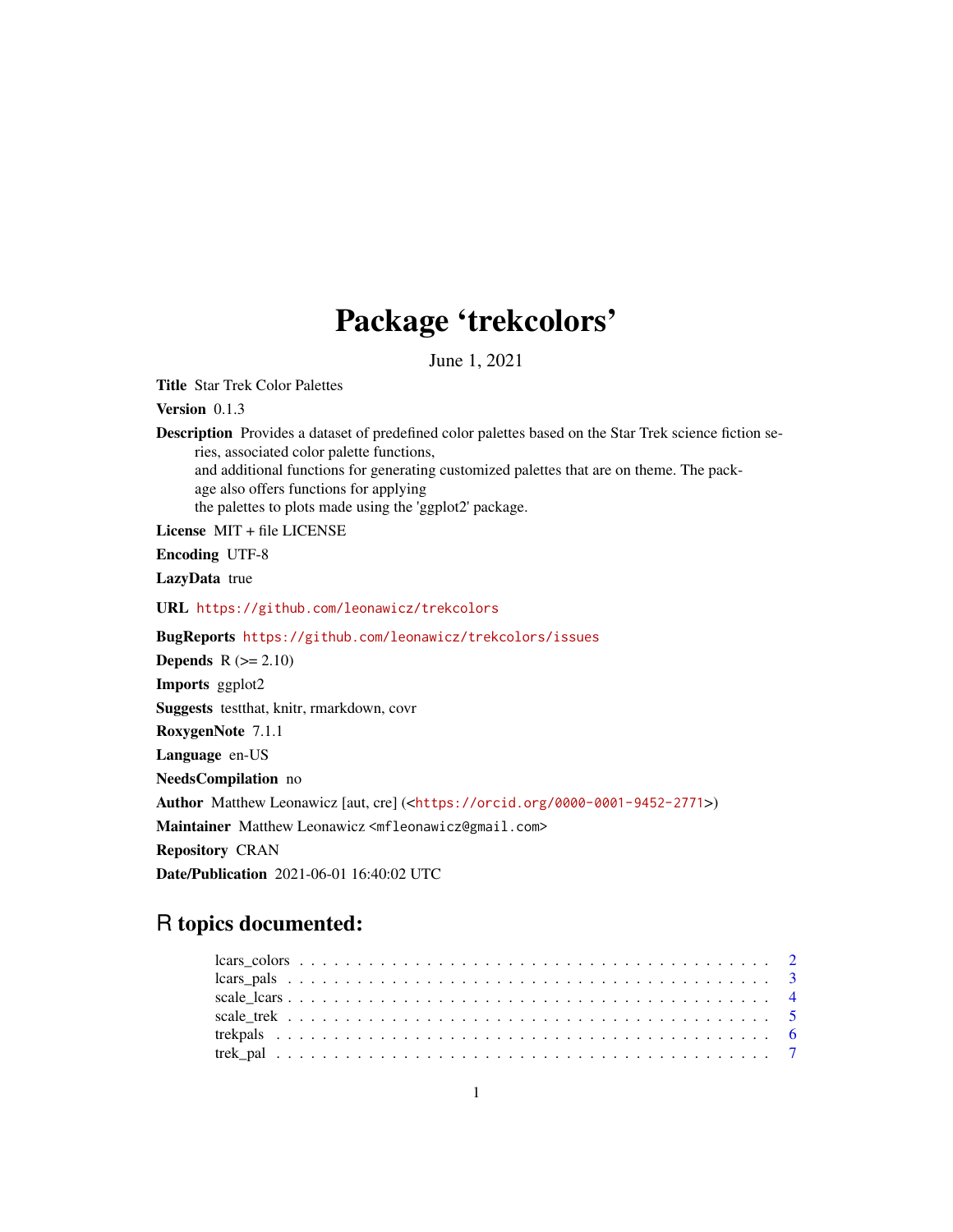# Package 'trekcolors'

June 1, 2021

**Title** Star Trek Color Palettes

**Version** 0.1.3

**Description** Provides a dataset of predefined color palettes based on the Star Trek science fiction series, associated color palette functions, and additional functions for generating customized palettes that are on theme. The package also offers functions for applying the palettes to plots made using the 'ggplot2' package.

**License** MIT + file LICENSE

**Encoding** UTF-8

**LazyData** true

**URL** https://github.com/leonawicz/trekcolors

**BugReports** https://github.com/leonawicz/trekcolors/issues

**Depends** R (>= 2.10)

**Imports** ggplot2

**Suggests** testthat, knitr, rmarkdown, covr

**RoxygenNote** 7.1.1

**Language** en-US

**NeedsCompilation** no

**Author** Matthew Leonawicz [aut, cre] (<https://orcid.org/0000-0001-9452-2771>)

**Maintainer** Matthew Leonawicz <mfleonawicz@gmail.com>

**Repository** CRAN

**Date/Publication** 2021-06-01 16:40:02 UTC

## R topics documented:

lcars_colors . . . . . . . . . . . . . . . . . . . . . . . . . . . . . . . . . . . . . . . . . 2
lcars_pals . . . . . . . . . . . . . . . . . . . . . . . . . . . . . . . . . . . . . . . . . . 3
scale_lcars . . . . . . . . . . . . . . . . . . . . . . . . . . . . . . . . . . . . . . . . . . 4
scale_trek . . . . . . . . . . . . . . . . . . . . . . . . . . . . . . . . . . . . . . . . . . 5
trekpals . . . . . . . . . . . . . . . . . . . . . . . . . . . . . . . . . . . . . . . . . . . 6
trek_pal . . . . . . . . . . . . . . . . . . . . . . . . . . . . . . . . . . . . . . . . . . . 7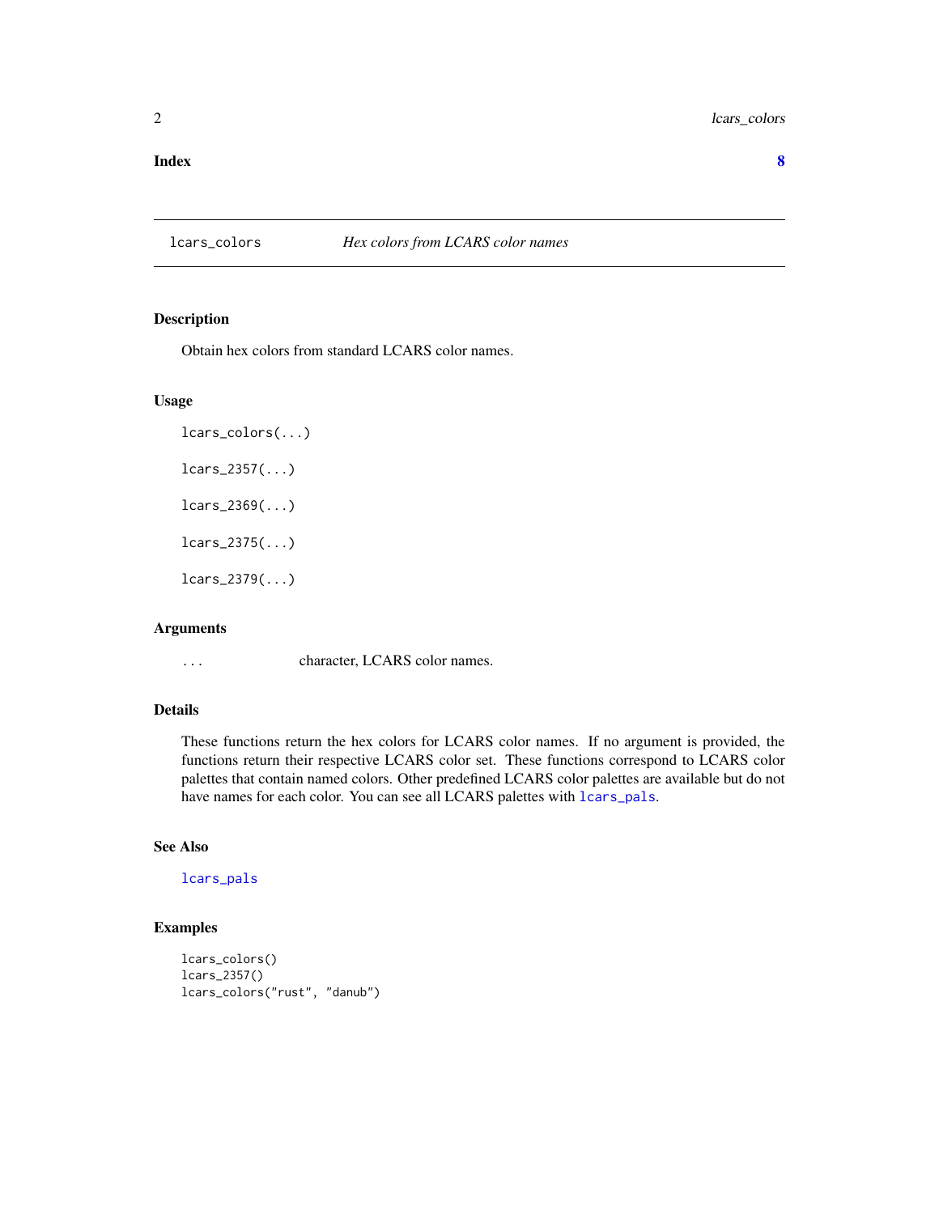**Index** **8**

---

`lcars_colors` *Hex colors from LCARS color names*

---

### Description

Obtain hex colors from standard LCARS color names.

### Usage

```
lcars_colors(...)

lcars_2357(...)

lcars_2369(...)

lcars_2375(...)

lcars_2379(...)
```

### Arguments

| | |
|---|---|
| `...` | character, LCARS color names. |

### Details

These functions return the hex colors for LCARS color names. If no argument is provided, the functions return their respective LCARS color set. These functions correspond to LCARS color palettes that contain named colors. Other predefined LCARS color palettes are available but do not have names for each color. You can see all LCARS palettes with `lcars_pals`.

### See Also

`lcars_pals`

### Examples

```
lcars_colors()
lcars_2357()
lcars_colors("rust", "danub")
```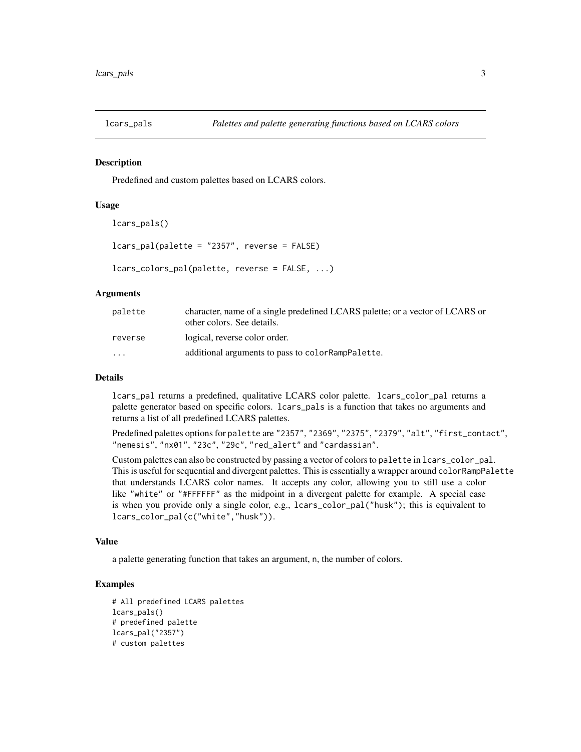## lcars_pals — *Palettes and palette generating functions based on LCARS colors*

### Description

Predefined and custom palettes based on LCARS colors.

### Usage

```
lcars_pals()

lcars_pal(palette = "2357", reverse = FALSE)

lcars_colors_pal(palette, reverse = FALSE, ...)
```

### Arguments

| | |
|---|---|
| `palette` | character, name of a single predefined LCARS palette; or a vector of LCARS or other colors. See details. |
| `reverse` | logical, reverse color order. |
| `...` | additional arguments to pass to `colorRampPalette`. |

### Details

`lcars_pal` returns a predefined, qualitative LCARS color palette. `lcars_color_pal` returns a palette generator based on specific colors. `lcars_pals` is a function that takes no arguments and returns a list of all predefined LCARS palettes.

Predefined palettes options for `palette` are `"2357"`, `"2369"`, `"2375"`, `"2379"`, `"alt"`, `"first_contact"`, `"nemesis"`, `"nx01"`, `"23c"`, `"29c"`, `"red_alert"` and `"cardassian"`.

Custom palettes can also be constructed by passing a vector of colors to `palette` in `lcars_color_pal`. This is useful for sequential and divergent palettes. This is essentially a wrapper around `colorRampPalette` that understands LCARS color names. It accepts any color, allowing you to still use a color like `"white"` or `"#FFFFFF"` as the midpoint in a divergent palette for example. A special case is when you provide only a single color, e.g., `lcars_color_pal("husk")`; this is equivalent to `lcars_color_pal(c("white","husk"))`.

### Value

a palette generating function that takes an argument, `n`, the number of colors.

### Examples

```
# All predefined LCARS palettes
lcars_pals()
# predefined palette
lcars_pal("2357")
# custom palettes
```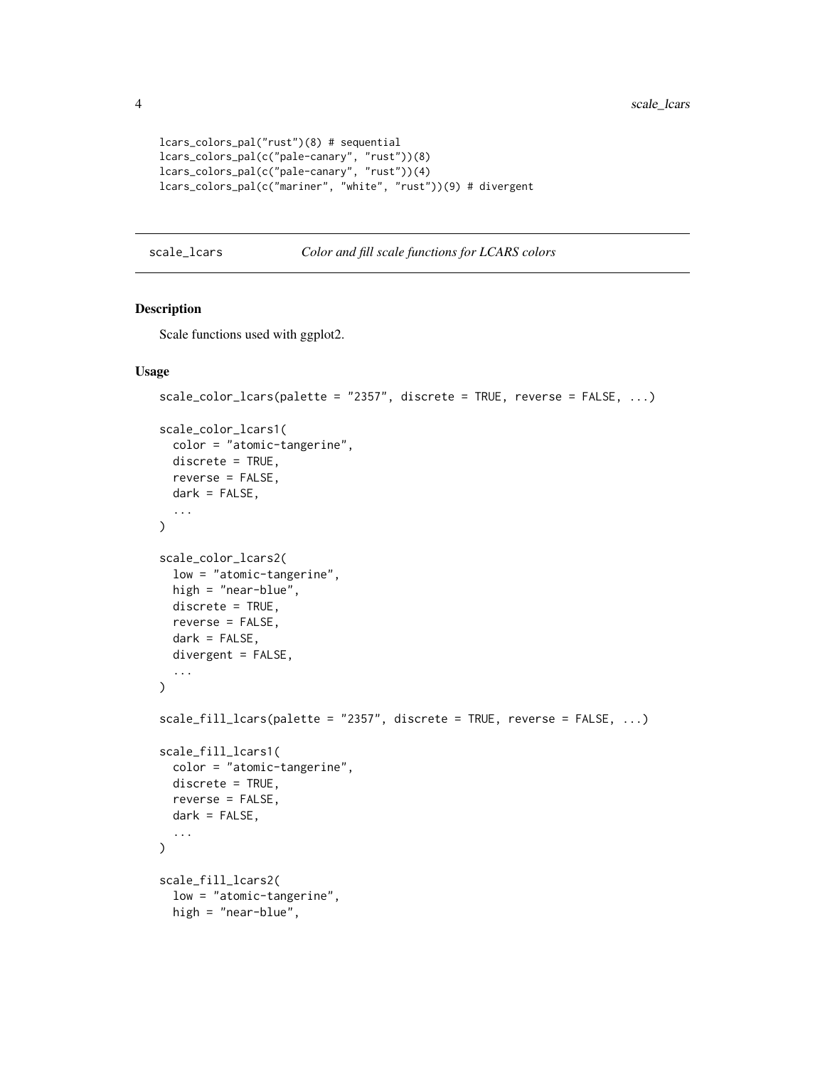```
lcars_colors_pal("rust")(8) # sequential
lcars_colors_pal(c("pale-canary", "rust"))(8)
lcars_colors_pal(c("pale-canary", "rust"))(4)
lcars_colors_pal(c("mariner", "white", "rust"))(9) # divergent
```

## scale_lcars — *Color and fill scale functions for LCARS colors*

### Description

Scale functions used with ggplot2.

### Usage

```
scale_color_lcars(palette = "2357", discrete = TRUE, reverse = FALSE, ...)

scale_color_lcars1(
  color = "atomic-tangerine",
  discrete = TRUE,
  reverse = FALSE,
  dark = FALSE,
  ...
)

scale_color_lcars2(
  low = "atomic-tangerine",
  high = "near-blue",
  discrete = TRUE,
  reverse = FALSE,
  dark = FALSE,
  divergent = FALSE,
  ...
)

scale_fill_lcars(palette = "2357", discrete = TRUE, reverse = FALSE, ...)

scale_fill_lcars1(
  color = "atomic-tangerine",
  discrete = TRUE,
  reverse = FALSE,
  dark = FALSE,
  ...
)

scale_fill_lcars2(
  low = "atomic-tangerine",
  high = "near-blue",
```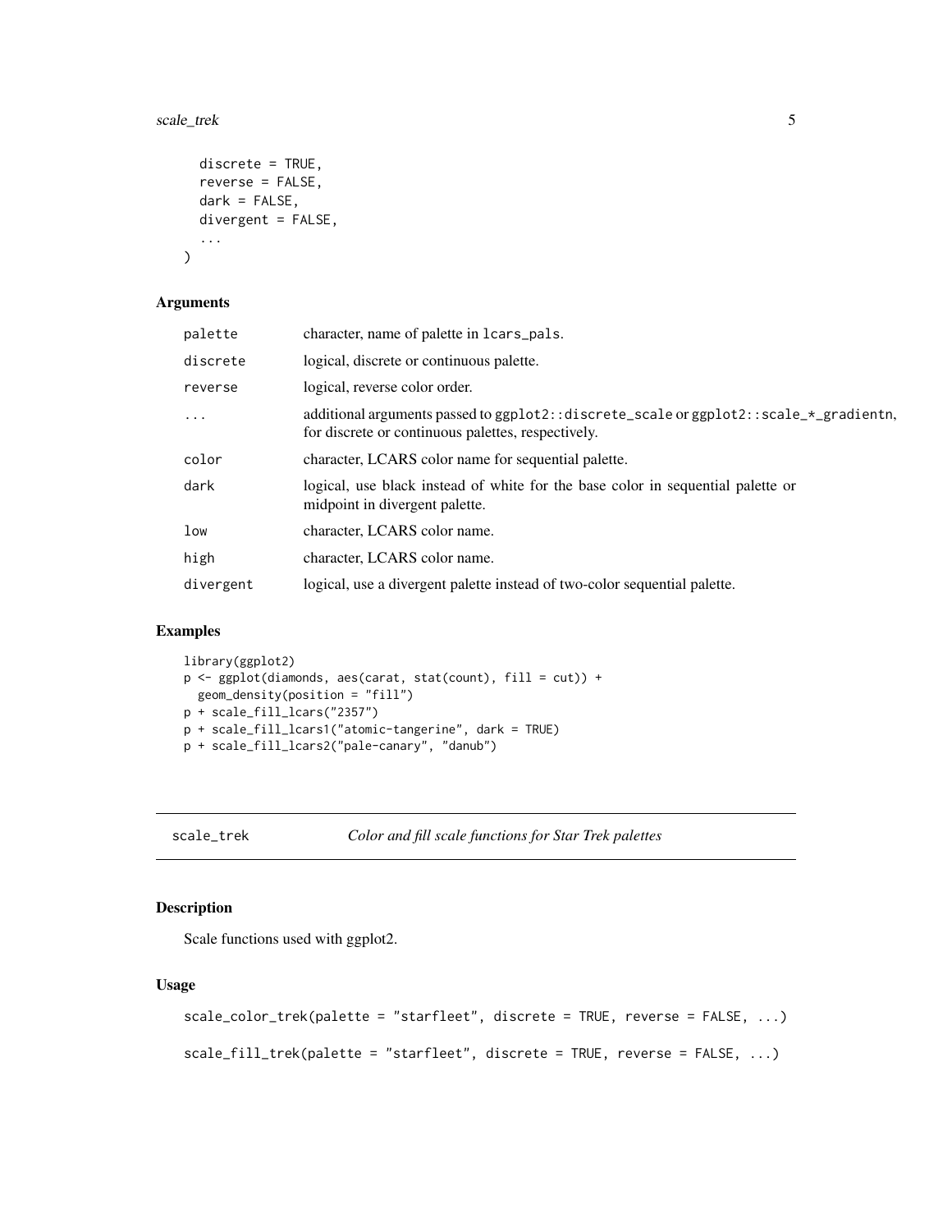```
  discrete = TRUE,
  reverse = FALSE,
  dark = FALSE,
  divergent = FALSE,
  ...
)
```

### Arguments

| | |
|---|---|
| palette | character, name of palette in lcars_pals. |
| discrete | logical, discrete or continuous palette. |
| reverse | logical, reverse color order. |
| ... | additional arguments passed to ggplot2::discrete_scale or ggplot2::scale_*_gradientn, for discrete or continuous palettes, respectively. |
| color | character, LCARS color name for sequential palette. |
| dark | logical, use black instead of white for the base color in sequential palette or midpoint in divergent palette. |
| low | character, LCARS color name. |
| high | character, LCARS color name. |
| divergent | logical, use a divergent palette instead of two-color sequential palette. |

### Examples

```
library(ggplot2)
p <- ggplot(diamonds, aes(carat, stat(count), fill = cut)) +
  geom_density(position = "fill")
p + scale_fill_lcars("2357")
p + scale_fill_lcars1("atomic-tangerine", dark = TRUE)
p + scale_fill_lcars2("pale-canary", "danub")
```

---

## scale_trek    *Color and fill scale functions for Star Trek palettes*

---

### Description

Scale functions used with ggplot2.

### Usage

```
scale_color_trek(palette = "starfleet", discrete = TRUE, reverse = FALSE, ...)

scale_fill_trek(palette = "starfleet", discrete = TRUE, reverse = FALSE, ...)
```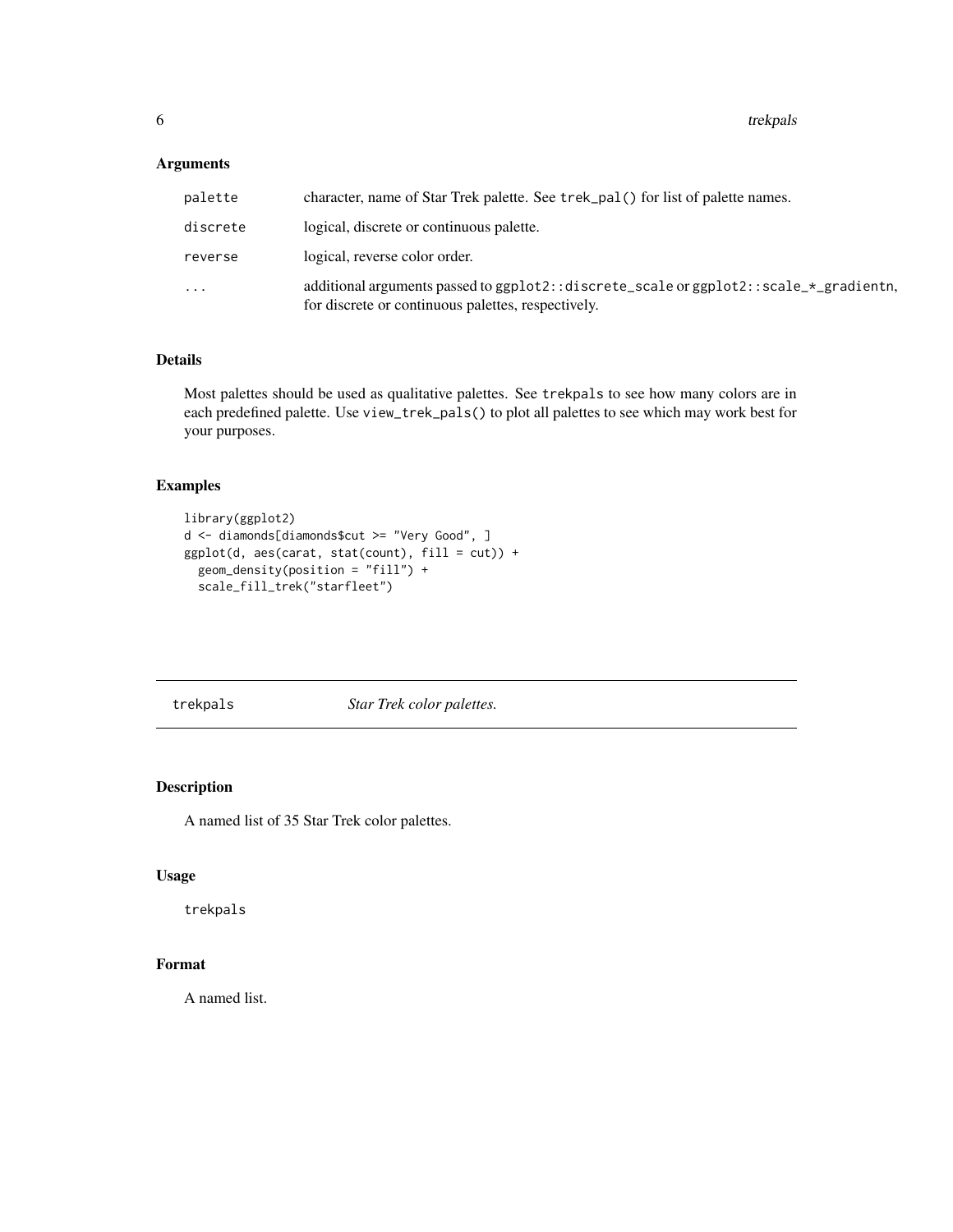## Arguments

| | |
|---|---|
| palette | character, name of Star Trek palette. See trek_pal() for list of palette names. |
| discrete | logical, discrete or continuous palette. |
| reverse | logical, reverse color order. |
| ... | additional arguments passed to ggplot2::discrete_scale or ggplot2::scale_*_gradientn, for discrete or continuous palettes, respectively. |

## Details

Most palettes should be used as qualitative palettes. See trekpals to see how many colors are in each predefined palette. Use view_trek_pals() to plot all palettes to see which may work best for your purposes.

## Examples

```
library(ggplot2)
d <- diamonds[diamonds$cut >= "Very Good", ]
ggplot(d, aes(carat, stat(count), fill = cut)) +
  geom_density(position = "fill") +
  scale_fill_trek("starfleet")
```

---

# trekpals *Star Trek color palettes.*

---

## Description

A named list of 35 Star Trek color palettes.

## Usage

```
trekpals
```

## Format

A named list.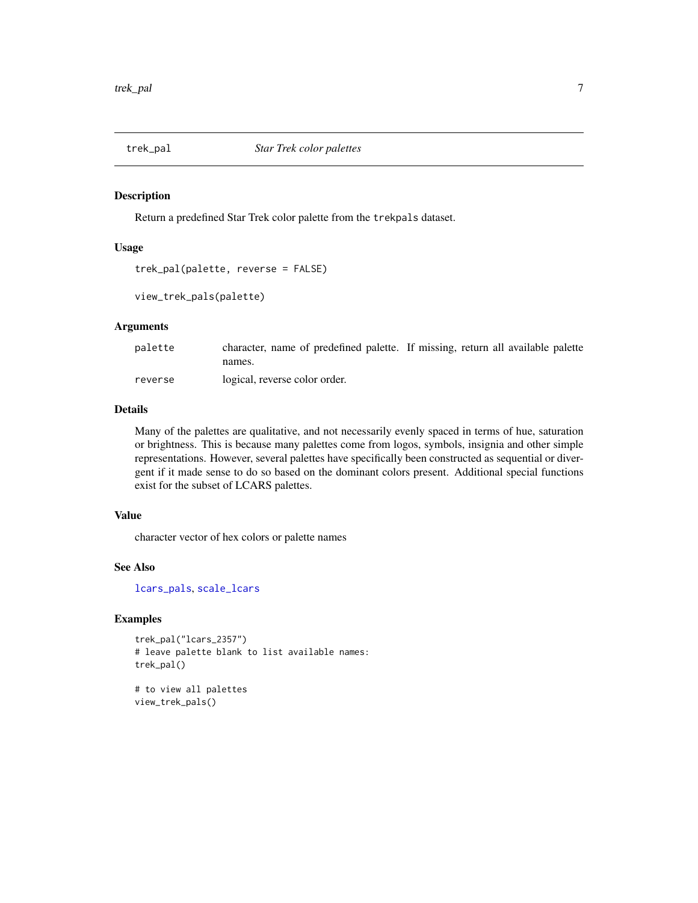## trek_pal — *Star Trek color palettes*

### Description

Return a predefined Star Trek color palette from the `trekpals` dataset.

### Usage

```
trek_pal(palette, reverse = FALSE)

view_trek_pals(palette)
```

### Arguments

| | |
|---|---|
| palette | character, name of predefined palette. If missing, return all available palette names. |
| reverse | logical, reverse color order. |

### Details

Many of the palettes are qualitative, and not necessarily evenly spaced in terms of hue, saturation or brightness. This is because many palettes come from logos, symbols, insignia and other simple representations. However, several palettes have specifically been constructed as sequential or divergent if it made sense to do so based on the dominant colors present. Additional special functions exist for the subset of LCARS palettes.

### Value

character vector of hex colors or palette names

### See Also

`lcars_pals`, `scale_lcars`

### Examples

```
trek_pal("lcars_2357")
# leave palette blank to list available names:
trek_pal()

# to view all palettes
view_trek_pals()
```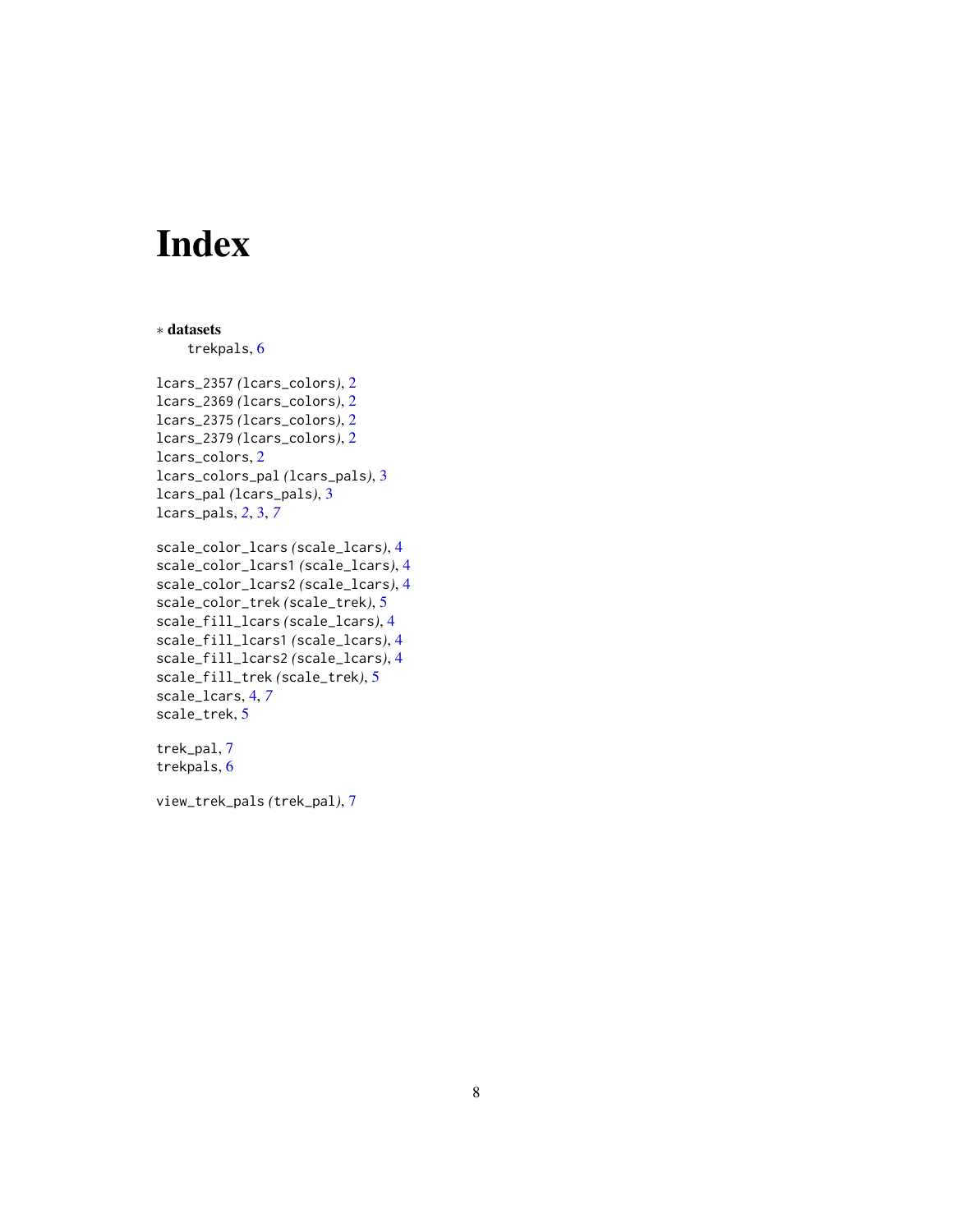# Index

∗ **datasets**

    trekpals, 6

lcars_2357 *(*lcars_colors*)*, 2
lcars_2369 *(*lcars_colors*)*, 2
lcars_2375 *(*lcars_colors*)*, 2
lcars_2379 *(*lcars_colors*)*, 2
lcars_colors, 2
lcars_colors_pal *(*lcars_pals*)*, 3
lcars_pal *(*lcars_pals*)*, 3
lcars_pals, *2*, 3, *7*

scale_color_lcars *(*scale_lcars*)*, 4
scale_color_lcars1 *(*scale_lcars*)*, 4
scale_color_lcars2 *(*scale_lcars*)*, 4
scale_color_trek *(*scale_trek*)*, 5
scale_fill_lcars *(*scale_lcars*)*, 4
scale_fill_lcars1 *(*scale_lcars*)*, 4
scale_fill_lcars2 *(*scale_lcars*)*, 4
scale_fill_trek *(*scale_trek*)*, 5
scale_lcars, 4, *7*
scale_trek, 5

trek_pal, 7
trekpals, 6

view_trek_pals *(*trek_pal*)*, 7